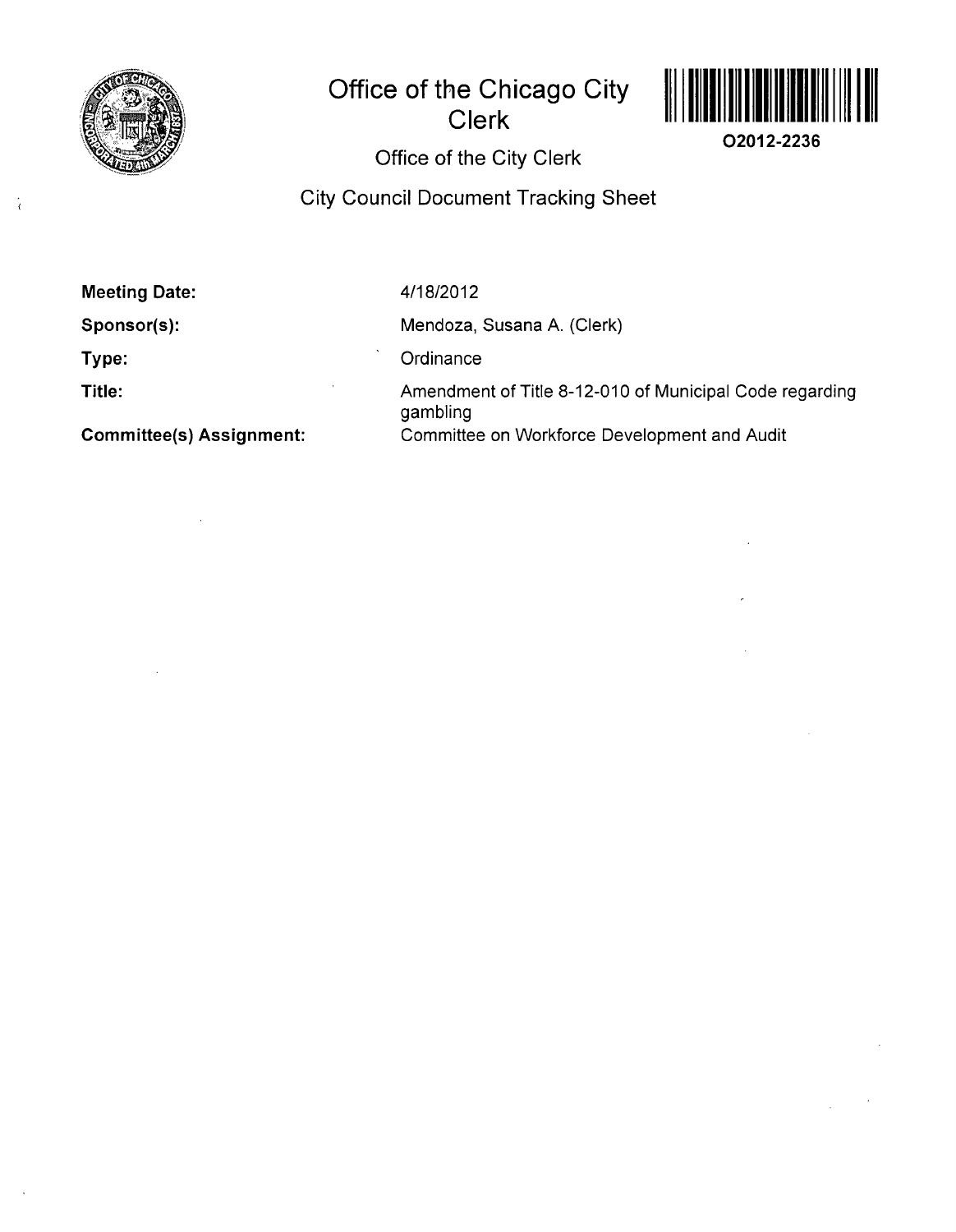# Office of the Chicago City Clerk

O2012-2236

## Office of the City Clerk

## City Council Document Tracking Sheet

| | |
|---|---|
| **Meeting Date:** | 4/18/2012 |
| **Sponsor(s):** | Mendoza, Susana A. (Clerk) |
| **Type:** | Ordinance |
| **Title:** | Amendment of Title 8-12-010 of Municipal Code regarding gambling |
| **Committee(s) Assignment:** | Committee on Workforce Development and Audit |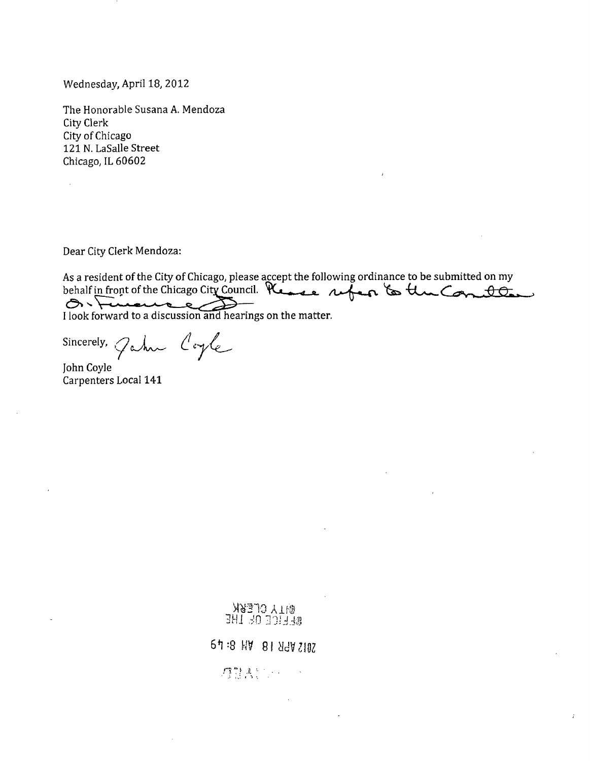Wednesday, April 18, 2012

The Honorable Susana A. Mendoza
City Clerk
City of Chicago
121 N. LaSalle Street
Chicago, IL 60602

Dear City Clerk Mendoza:

As a resident of the City of Chicago, please accept the following ordinance to be submitted on my behalf in front of the Chicago City Council. Please refer to the Committee on Finance

I look forward to a discussion and hearings on the matter.

Sincerely, John Coyle

John Coyle
Carpenters Local 141

OFFICE OF THE
CITY CLERK

2012 APR 18 AM 8:49

FILED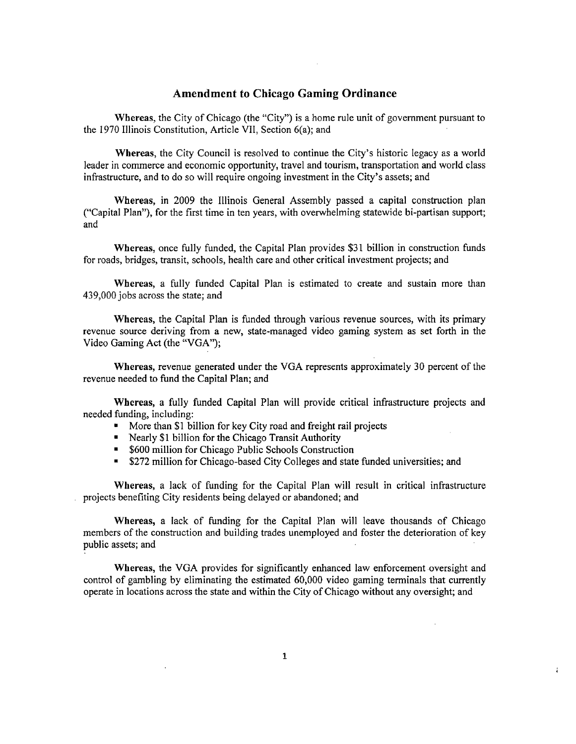# Amendment to Chicago Gaming Ordinance

**Whereas**, the City of Chicago (the "City") is a home rule unit of government pursuant to the 1970 Illinois Constitution, Article VII, Section 6(a); and

**Whereas**, the City Council is resolved to continue the City's historic legacy as a world leader in commerce and economic opportunity, travel and tourism, transportation and world class infrastructure, and to do so will require ongoing investment in the City's assets; and

**Whereas**, in 2009 the Illinois General Assembly passed a capital construction plan ("Capital Plan"), for the first time in ten years, with overwhelming statewide bi-partisan support; and

**Whereas**, once fully funded, the Capital Plan provides $31 billion in construction funds for roads, bridges, transit, schools, health care and other critical investment projects; and

**Whereas**, a fully funded Capital Plan is estimated to create and sustain more than 439,000 jobs across the state; and

**Whereas**, the Capital Plan is funded through various revenue sources, with its primary revenue source deriving from a new, state-managed video gaming system as set forth in the Video Gaming Act (the "VGA");

**Whereas**, revenue generated under the VGA represents approximately 30 percent of the revenue needed to fund the Capital Plan; and

**Whereas**, a fully funded Capital Plan will provide critical infrastructure projects and needed funding, including:

- More than $1 billion for key City road and freight rail projects
- Nearly $1 billion for the Chicago Transit Authority
- $600 million for Chicago Public Schools Construction
- $272 million for Chicago-based City Colleges and state funded universities; and

**Whereas**, a lack of funding for the Capital Plan will result in critical infrastructure projects benefiting City residents being delayed or abandoned; and

**Whereas**, a lack of funding for the Capital Plan will leave thousands of Chicago members of the construction and building trades unemployed and foster the deterioration of key public assets; and

**Whereas**, the VGA provides for significantly enhanced law enforcement oversight and control of gambling by eliminating the estimated 60,000 video gaming terminals that currently operate in locations across the state and within the City of Chicago without any oversight; and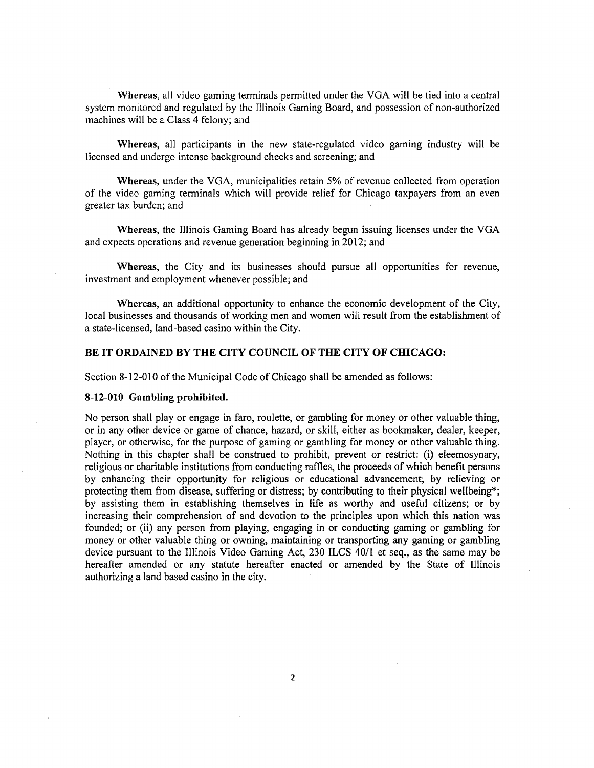**Whereas**, all video gaming terminals permitted under the VGA will be tied into a central system monitored and regulated by the Illinois Gaming Board, and possession of non-authorized machines will be a Class 4 felony; and

**Whereas**, all participants in the new state-regulated video gaming industry will be licensed and undergo intense background checks and screening; and

**Whereas**, under the VGA, municipalities retain 5% of revenue collected from operation of the video gaming terminals which will provide relief for Chicago taxpayers from an even greater tax burden; and

**Whereas**, the Illinois Gaming Board has already begun issuing licenses under the VGA and expects operations and revenue generation beginning in 2012; and

**Whereas**, the City and its businesses should pursue all opportunities for revenue, investment and employment whenever possible; and

**Whereas**, an additional opportunity to enhance the economic development of the City, local businesses and thousands of working men and women will result from the establishment of a state-licensed, land-based casino within the City.

**BE IT ORDAINED BY THE CITY COUNCIL OF THE CITY OF CHICAGO:**

Section 8-12-010 of the Municipal Code of Chicago shall be amended as follows:

**8-12-010 Gambling prohibited.**

No person shall play or engage in faro, roulette, or gambling for money or other valuable thing, or in any other device or game of chance, hazard, or skill, either as bookmaker, dealer, keeper, player, or otherwise, for the purpose of gaming or gambling for money or other valuable thing. Nothing in this chapter shall be construed to prohibit, prevent or restrict: (i) eleemosynary, religious or charitable institutions from conducting raffles, the proceeds of which benefit persons by enhancing their opportunity for religious or educational advancement; by relieving or protecting them from disease, suffering or distress; by contributing to their physical wellbeing*; by assisting them in establishing themselves in life as worthy and useful citizens; or by increasing their comprehension of and devotion to the principles upon which this nation was founded; or (ii) any person from playing, engaging in or conducting gaming or gambling for money or other valuable thing or owning, maintaining or transporting any gaming or gambling device pursuant to the Illinois Video Gaming Act, 230 ILCS 40/1 et seq., as the same may be hereafter amended or any statute hereafter enacted or amended by the State of Illinois authorizing a land based casino in the city.